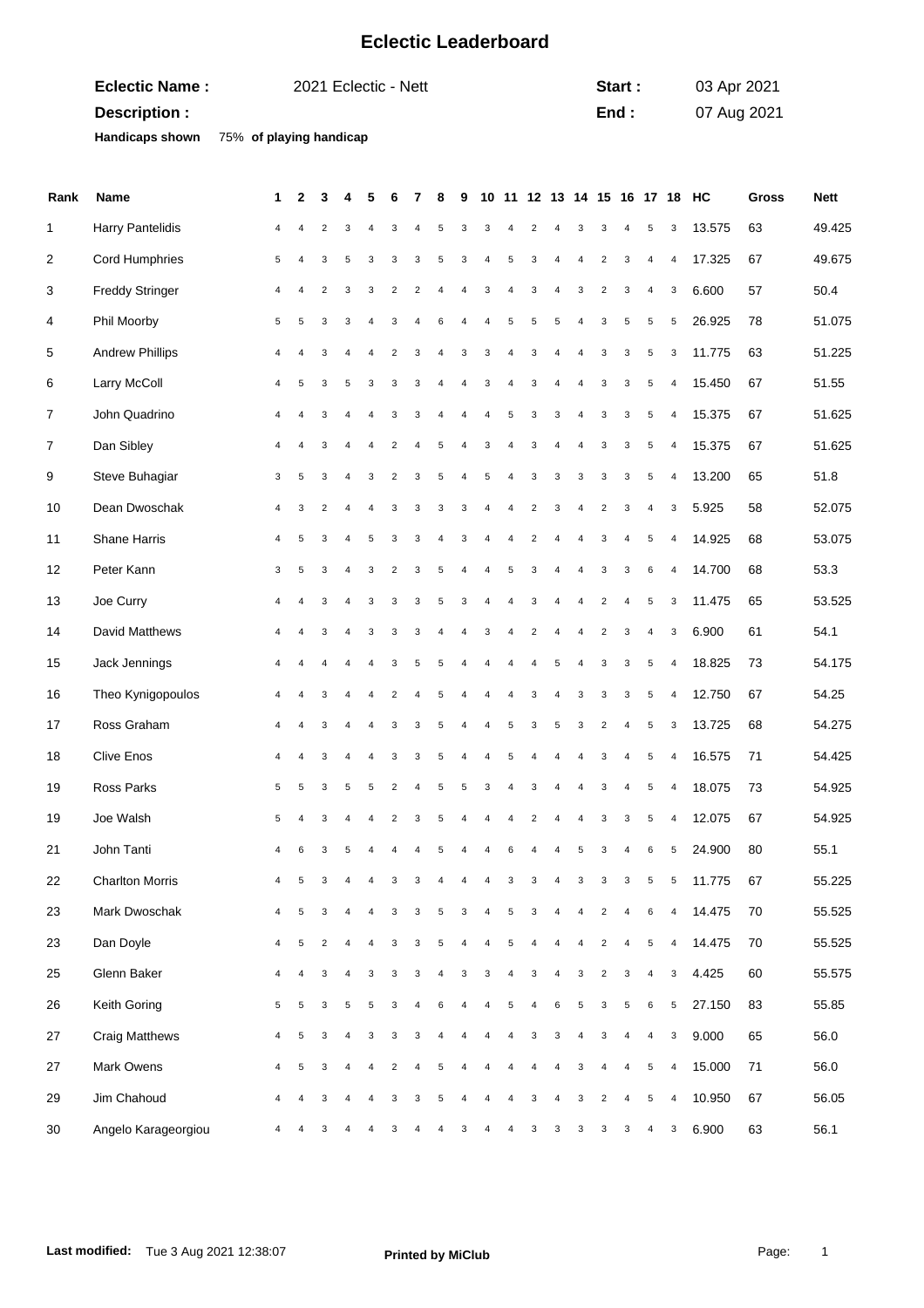# Eclectic Leaderboard

**Eclectic Name :** 2021 Eclectic - Nett **Start :** 03 Apr 2021

**Description :** **End :** 07 Aug 2021

**Handicaps shown** 75% **of playing handicap**

| Rank | Name | 1 | 2 | 3 | 4 | 5 | 6 | 7 | 8 | 9 | 10 | 11 | 12 | 13 | 14 | 15 | 16 | 17 | 18 | HC | Gross | Nett |
|---|---|---|---|---|---|---|---|---|---|---|---|---|---|---|---|---|---|---|---|---|---|---|
| 1 | Harry Pantelidis | 4 | 4 | 2 | 3 | 4 | 3 | 4 | 5 | 3 | 3 | 4 | 2 | 4 | 3 | 3 | 4 | 5 | 3 | 13.575 | 63 | 49.425 |
| 2 | Cord Humphries | 5 | 4 | 3 | 5 | 3 | 3 | 3 | 5 | 3 | 4 | 5 | 3 | 4 | 4 | 2 | 3 | 4 | 4 | 17.325 | 67 | 49.675 |
| 3 | Freddy Stringer | 4 | 4 | 2 | 3 | 3 | 2 | 2 | 4 | 4 | 3 | 4 | 3 | 4 | 3 | 2 | 3 | 4 | 3 | 6.600 | 57 | 50.4 |
| 4 | Phil Moorby | 5 | 5 | 3 | 3 | 4 | 3 | 4 | 6 | 4 | 4 | 5 | 5 | 5 | 4 | 3 | 5 | 5 | 5 | 26.925 | 78 | 51.075 |
| 5 | Andrew Phillips | 4 | 4 | 3 | 4 | 4 | 2 | 3 | 4 | 3 | 3 | 4 | 3 | 4 | 4 | 3 | 3 | 5 | 3 | 11.775 | 63 | 51.225 |
| 6 | Larry McColl | 4 | 5 | 3 | 5 | 3 | 3 | 3 | 4 | 4 | 3 | 4 | 3 | 4 | 4 | 3 | 3 | 5 | 4 | 15.450 | 67 | 51.55 |
| 7 | John Quadrino | 4 | 4 | 3 | 4 | 4 | 3 | 3 | 4 | 4 | 4 | 5 | 3 | 3 | 4 | 3 | 3 | 5 | 4 | 15.375 | 67 | 51.625 |
| 7 | Dan Sibley | 4 | 4 | 3 | 4 | 4 | 2 | 4 | 5 | 4 | 3 | 4 | 3 | 4 | 4 | 3 | 3 | 5 | 4 | 15.375 | 67 | 51.625 |
| 9 | Steve Buhagiar | 3 | 5 | 3 | 4 | 3 | 2 | 3 | 5 | 4 | 5 | 4 | 3 | 3 | 3 | 3 | 3 | 5 | 4 | 13.200 | 65 | 51.8 |
| 10 | Dean Dwoschak | 4 | 3 | 2 | 4 | 4 | 3 | 3 | 3 | 3 | 4 | 4 | 2 | 3 | 4 | 2 | 3 | 4 | 3 | 5.925 | 58 | 52.075 |
| 11 | Shane Harris | 4 | 5 | 3 | 4 | 5 | 3 | 3 | 4 | 3 | 4 | 4 | 2 | 4 | 4 | 3 | 4 | 5 | 4 | 14.925 | 68 | 53.075 |
| 12 | Peter Kann | 3 | 5 | 3 | 4 | 3 | 2 | 3 | 5 | 4 | 4 | 5 | 3 | 4 | 4 | 3 | 3 | 6 | 4 | 14.700 | 68 | 53.3 |
| 13 | Joe Curry | 4 | 4 | 3 | 4 | 3 | 3 | 3 | 5 | 3 | 4 | 4 | 3 | 4 | 4 | 2 | 4 | 5 | 3 | 11.475 | 65 | 53.525 |
| 14 | David Matthews | 4 | 4 | 3 | 4 | 3 | 3 | 3 | 4 | 4 | 3 | 4 | 2 | 4 | 4 | 2 | 3 | 4 | 3 | 6.900 | 61 | 54.1 |
| 15 | Jack Jennings | 4 | 4 | 4 | 4 | 4 | 3 | 5 | 5 | 4 | 4 | 4 | 4 | 5 | 4 | 3 | 3 | 5 | 4 | 18.825 | 73 | 54.175 |
| 16 | Theo Kynigopoulos | 4 | 4 | 3 | 4 | 4 | 2 | 4 | 5 | 4 | 4 | 4 | 3 | 4 | 3 | 3 | 3 | 5 | 4 | 12.750 | 67 | 54.25 |
| 17 | Ross Graham | 4 | 4 | 3 | 4 | 4 | 3 | 3 | 5 | 4 | 4 | 5 | 3 | 5 | 3 | 2 | 4 | 5 | 3 | 13.725 | 68 | 54.275 |
| 18 | Clive Enos | 4 | 4 | 3 | 4 | 4 | 3 | 3 | 5 | 4 | 4 | 5 | 4 | 4 | 4 | 3 | 4 | 5 | 4 | 16.575 | 71 | 54.425 |
| 19 | Ross Parks | 5 | 5 | 3 | 5 | 5 | 2 | 4 | 5 | 5 | 3 | 4 | 3 | 4 | 4 | 3 | 4 | 5 | 4 | 18.075 | 73 | 54.925 |
| 19 | Joe Walsh | 5 | 4 | 3 | 4 | 4 | 2 | 3 | 5 | 4 | 4 | 4 | 2 | 4 | 4 | 3 | 3 | 5 | 4 | 12.075 | 67 | 54.925 |
| 21 | John Tanti | 4 | 6 | 3 | 5 | 4 | 4 | 4 | 5 | 4 | 4 | 6 | 4 | 4 | 5 | 3 | 4 | 6 | 5 | 24.900 | 80 | 55.1 |
| 22 | Charlton Morris | 4 | 5 | 3 | 4 | 4 | 3 | 3 | 4 | 4 | 4 | 3 | 3 | 4 | 3 | 3 | 3 | 5 | 5 | 11.775 | 67 | 55.225 |
| 23 | Mark Dwoschak | 4 | 5 | 3 | 4 | 4 | 3 | 3 | 5 | 3 | 4 | 5 | 3 | 4 | 4 | 2 | 4 | 6 | 4 | 14.475 | 70 | 55.525 |
| 23 | Dan Doyle | 4 | 5 | 2 | 4 | 4 | 3 | 3 | 5 | 4 | 4 | 5 | 4 | 4 | 4 | 2 | 4 | 5 | 4 | 14.475 | 70 | 55.525 |
| 25 | Glenn Baker | 4 | 4 | 3 | 4 | 3 | 3 | 3 | 4 | 3 | 3 | 4 | 3 | 4 | 3 | 2 | 3 | 4 | 3 | 4.425 | 60 | 55.575 |
| 26 | Keith Goring | 5 | 5 | 3 | 5 | 5 | 3 | 4 | 6 | 4 | 4 | 5 | 4 | 6 | 5 | 3 | 5 | 6 | 5 | 27.150 | 83 | 55.85 |
| 27 | Craig Matthews | 4 | 5 | 3 | 4 | 3 | 3 | 3 | 4 | 4 | 4 | 4 | 3 | 3 | 4 | 3 | 4 | 4 | 3 | 9.000 | 65 | 56.0 |
| 27 | Mark Owens | 4 | 5 | 3 | 4 | 4 | 2 | 4 | 5 | 4 | 4 | 4 | 4 | 4 | 3 | 4 | 4 | 5 | 4 | 15.000 | 71 | 56.0 |
| 29 | Jim Chahoud | 4 | 4 | 3 | 4 | 4 | 3 | 3 | 5 | 4 | 4 | 4 | 3 | 4 | 3 | 2 | 4 | 5 | 4 | 10.950 | 67 | 56.05 |
| 30 | Angelo Karageorgiou | 4 | 4 | 3 | 4 | 4 | 3 | 4 | 4 | 3 | 4 | 4 | 3 | 3 | 3 | 3 | 3 | 4 | 3 | 6.900 | 63 | 56.1 |

**Last modified:** Tue 3 Aug 2021 12:38:07 **Printed by MiClub**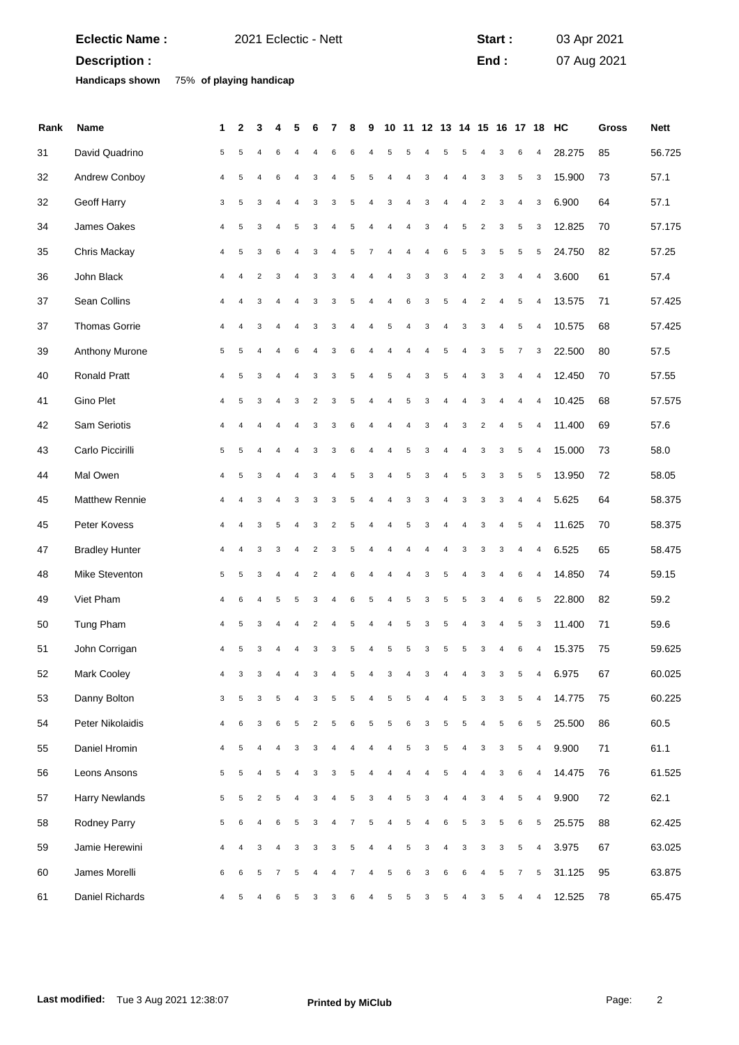**Eclectic Name :** 2021 Eclectic - Nett **Start :** 03 Apr 2021

**Description :** **End :** 07 Aug 2021

**Handicaps shown** 75% **of playing handicap**

| Rank | Name | 1 | 2 | 3 | 4 | 5 | 6 | 7 | 8 | 9 | 10 | 11 | 12 | 13 | 14 | 15 | 16 | 17 | 18 | HC | Gross | Nett |
|---|---|---|---|---|---|---|---|---|---|---|---|---|---|---|---|---|---|---|---|---|---|---|
| 31 | David Quadrino | 5 | 5 | 4 | 6 | 4 | 4 | 6 | 6 | 4 | 5 | 5 | 4 | 5 | 5 | 4 | 3 | 6 | 4 | 28.275 | 85 | 56.725 |
| 32 | Andrew Conboy | 4 | 5 | 4 | 6 | 4 | 3 | 4 | 5 | 5 | 4 | 4 | 3 | 4 | 4 | 3 | 3 | 5 | 3 | 15.900 | 73 | 57.1 |
| 32 | Geoff Harry | 3 | 5 | 3 | 4 | 4 | 3 | 3 | 5 | 4 | 3 | 4 | 3 | 4 | 4 | 2 | 3 | 4 | 3 | 6.900 | 64 | 57.1 |
| 34 | James Oakes | 4 | 5 | 3 | 4 | 5 | 3 | 4 | 5 | 4 | 4 | 4 | 3 | 4 | 5 | 2 | 3 | 5 | 3 | 12.825 | 70 | 57.175 |
| 35 | Chris Mackay | 4 | 5 | 3 | 6 | 4 | 3 | 4 | 5 | 7 | 4 | 4 | 4 | 6 | 5 | 3 | 5 | 5 | 5 | 24.750 | 82 | 57.25 |
| 36 | John Black | 4 | 4 | 2 | 3 | 4 | 3 | 3 | 4 | 4 | 4 | 3 | 3 | 3 | 4 | 2 | 3 | 4 | 4 | 3.600 | 61 | 57.4 |
| 37 | Sean Collins | 4 | 4 | 3 | 4 | 4 | 3 | 3 | 5 | 4 | 4 | 6 | 3 | 5 | 4 | 2 | 4 | 5 | 4 | 13.575 | 71 | 57.425 |
| 37 | Thomas Gorrie | 4 | 4 | 3 | 4 | 4 | 3 | 3 | 4 | 4 | 5 | 4 | 3 | 4 | 3 | 3 | 4 | 5 | 4 | 10.575 | 68 | 57.425 |
| 39 | Anthony Murone | 5 | 5 | 4 | 4 | 6 | 4 | 3 | 6 | 4 | 4 | 4 | 4 | 5 | 4 | 3 | 5 | 7 | 3 | 22.500 | 80 | 57.5 |
| 40 | Ronald Pratt | 4 | 5 | 3 | 4 | 4 | 3 | 3 | 5 | 4 | 5 | 4 | 3 | 5 | 4 | 3 | 3 | 4 | 4 | 12.450 | 70 | 57.55 |
| 41 | Gino Plet | 4 | 5 | 3 | 4 | 3 | 2 | 3 | 5 | 4 | 4 | 5 | 3 | 4 | 4 | 3 | 4 | 4 | 4 | 10.425 | 68 | 57.575 |
| 42 | Sam Seriotis | 4 | 4 | 4 | 4 | 4 | 3 | 3 | 6 | 4 | 4 | 4 | 3 | 4 | 3 | 2 | 4 | 5 | 4 | 11.400 | 69 | 57.6 |
| 43 | Carlo Piccirilli | 5 | 5 | 4 | 4 | 4 | 3 | 3 | 6 | 4 | 4 | 5 | 3 | 4 | 4 | 3 | 3 | 5 | 4 | 15.000 | 73 | 58.0 |
| 44 | Mal Owen | 4 | 5 | 3 | 4 | 4 | 3 | 4 | 5 | 3 | 4 | 5 | 3 | 4 | 5 | 3 | 3 | 5 | 5 | 13.950 | 72 | 58.05 |
| 45 | Matthew Rennie | 4 | 4 | 3 | 4 | 3 | 3 | 3 | 5 | 4 | 4 | 3 | 3 | 4 | 3 | 3 | 3 | 4 | 4 | 5.625 | 64 | 58.375 |
| 45 | Peter Kovess | 4 | 4 | 3 | 5 | 4 | 3 | 2 | 5 | 4 | 4 | 5 | 3 | 4 | 4 | 3 | 4 | 5 | 4 | 11.625 | 70 | 58.375 |
| 47 | Bradley Hunter | 4 | 4 | 3 | 3 | 4 | 2 | 3 | 5 | 4 | 4 | 4 | 4 | 4 | 3 | 3 | 3 | 4 | 4 | 6.525 | 65 | 58.475 |
| 48 | Mike Steventon | 5 | 5 | 3 | 4 | 4 | 2 | 4 | 6 | 4 | 4 | 4 | 3 | 5 | 4 | 3 | 4 | 6 | 4 | 14.850 | 74 | 59.15 |
| 49 | Viet Pham | 4 | 6 | 4 | 5 | 5 | 3 | 4 | 6 | 5 | 4 | 5 | 3 | 5 | 5 | 3 | 4 | 6 | 5 | 22.800 | 82 | 59.2 |
| 50 | Tung Pham | 4 | 5 | 3 | 4 | 4 | 2 | 4 | 5 | 4 | 4 | 5 | 3 | 5 | 4 | 3 | 4 | 5 | 3 | 11.400 | 71 | 59.6 |
| 51 | John Corrigan | 4 | 5 | 3 | 4 | 4 | 3 | 3 | 5 | 4 | 5 | 5 | 3 | 5 | 5 | 3 | 4 | 6 | 4 | 15.375 | 75 | 59.625 |
| 52 | Mark Cooley | 4 | 3 | 3 | 4 | 4 | 3 | 4 | 5 | 4 | 3 | 4 | 3 | 4 | 4 | 3 | 3 | 5 | 4 | 6.975 | 67 | 60.025 |
| 53 | Danny Bolton | 3 | 5 | 3 | 5 | 4 | 3 | 5 | 5 | 4 | 5 | 5 | 4 | 4 | 5 | 3 | 3 | 5 | 4 | 14.775 | 75 | 60.225 |
| 54 | Peter Nikolaidis | 4 | 6 | 3 | 6 | 5 | 2 | 5 | 6 | 5 | 5 | 6 | 3 | 5 | 5 | 4 | 5 | 6 | 5 | 25.500 | 86 | 60.5 |
| 55 | Daniel Hromin | 4 | 5 | 4 | 4 | 3 | 3 | 4 | 4 | 4 | 4 | 5 | 3 | 5 | 4 | 3 | 3 | 5 | 4 | 9.900 | 71 | 61.1 |
| 56 | Leons Ansons | 5 | 5 | 4 | 5 | 4 | 3 | 3 | 5 | 4 | 4 | 4 | 4 | 5 | 4 | 4 | 3 | 6 | 4 | 14.475 | 76 | 61.525 |
| 57 | Harry Newlands | 5 | 5 | 2 | 5 | 4 | 3 | 4 | 5 | 3 | 4 | 5 | 3 | 4 | 4 | 3 | 4 | 5 | 4 | 9.900 | 72 | 62.1 |
| 58 | Rodney Parry | 5 | 6 | 4 | 6 | 5 | 3 | 4 | 7 | 5 | 4 | 5 | 4 | 6 | 5 | 3 | 5 | 6 | 5 | 25.575 | 88 | 62.425 |
| 59 | Jamie Herewini | 4 | 4 | 3 | 4 | 3 | 3 | 3 | 5 | 4 | 4 | 5 | 3 | 4 | 3 | 3 | 3 | 5 | 4 | 3.975 | 67 | 63.025 |
| 60 | James Morelli | 6 | 6 | 5 | 7 | 5 | 4 | 4 | 7 | 4 | 5 | 6 | 3 | 6 | 6 | 4 | 5 | 7 | 5 | 31.125 | 95 | 63.875 |
| 61 | Daniel Richards | 4 | 5 | 4 | 6 | 5 | 3 | 3 | 6 | 4 | 5 | 5 | 3 | 5 | 4 | 3 | 5 | 4 | 4 | 12.525 | 78 | 65.475 |

**Last modified:** Tue 3 Aug 2021 12:38:07 **Printed by MiClub**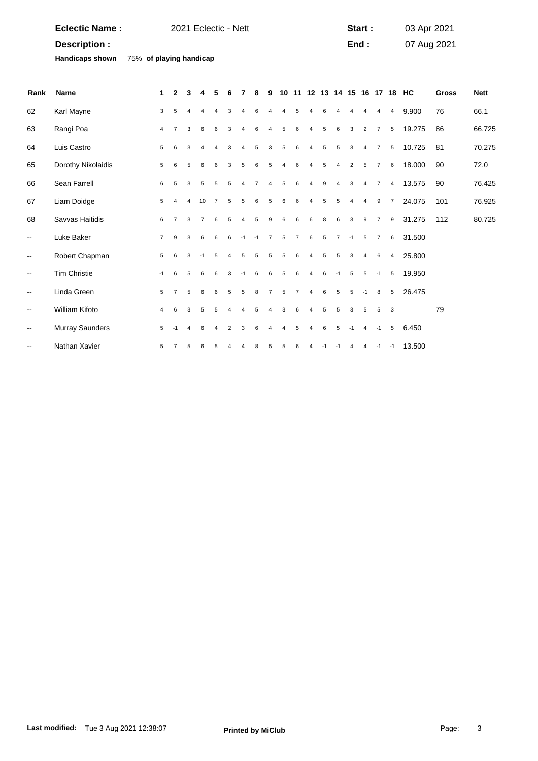**Eclectic Name :** 2021 Eclectic - Nett **Start :** 03 Apr 2021

**Description :** **End :** 07 Aug 2021

**Handicaps shown** 75% **of playing handicap**

| Rank | Name | 1 | 2 | 3 | 4 | 5 | 6 | 7 | 8 | 9 | 10 | 11 | 12 | 13 | 14 | 15 | 16 | 17 | 18 | HC | Gross | Nett |
|---|---|---|---|---|---|---|---|---|---|---|---|---|---|---|---|---|---|---|---|---|---|---|
| 62 | Karl Mayne | 3 | 5 | 4 | 4 | 4 | 3 | 4 | 6 | 4 | 4 | 5 | 4 | 6 | 4 | 4 | 4 | 4 | 4 | 9.900 | 76 | 66.1 |
| 63 | Rangi Poa | 4 | 7 | 3 | 6 | 6 | 3 | 4 | 6 | 4 | 5 | 6 | 4 | 5 | 6 | 3 | 2 | 7 | 5 | 19.275 | 86 | 66.725 |
| 64 | Luis Castro | 5 | 6 | 3 | 4 | 4 | 3 | 4 | 5 | 3 | 5 | 6 | 4 | 5 | 5 | 3 | 4 | 7 | 5 | 10.725 | 81 | 70.275 |
| 65 | Dorothy Nikolaidis | 5 | 6 | 5 | 6 | 6 | 3 | 5 | 6 | 5 | 4 | 6 | 4 | 5 | 4 | 2 | 5 | 7 | 6 | 18.000 | 90 | 72.0 |
| 66 | Sean Farrell | 6 | 5 | 3 | 5 | 5 | 5 | 4 | 7 | 4 | 5 | 6 | 4 | 9 | 4 | 3 | 4 | 7 | 4 | 13.575 | 90 | 76.425 |
| 67 | Liam Doidge | 5 | 4 | 4 | 10 | 7 | 5 | 5 | 6 | 5 | 6 | 6 | 4 | 5 | 5 | 4 | 4 | 9 | 7 | 24.075 | 101 | 76.925 |
| 68 | Savvas Haitidis | 6 | 7 | 3 | 7 | 6 | 5 | 4 | 5 | 9 | 6 | 6 | 6 | 8 | 6 | 3 | 9 | 7 | 9 | 31.275 | 112 | 80.725 |
| -- | Luke Baker | 7 | 9 | 3 | 6 | 6 | 6 | -1 | -1 | 7 | 5 | 7 | 6 | 5 | 7 | -1 | 5 | 7 | 6 | 31.500 | | |
| -- | Robert Chapman | 5 | 6 | 3 | -1 | 5 | 4 | 5 | 5 | 5 | 5 | 6 | 4 | 5 | 5 | 3 | 4 | 6 | 4 | 25.800 | | |
| -- | Tim Christie | -1 | 6 | 5 | 6 | 6 | 3 | -1 | 6 | 6 | 5 | 6 | 4 | 6 | -1 | 5 | 5 | -1 | 5 | 19.950 | | |
| -- | Linda Green | 5 | 7 | 5 | 6 | 6 | 5 | 5 | 8 | 7 | 5 | 7 | 4 | 6 | 5 | 5 | -1 | 8 | 5 | 26.475 | | |
| -- | William Kifoto | 4 | 6 | 3 | 5 | 5 | 4 | 4 | 5 | 4 | 3 | 6 | 4 | 5 | 5 | 3 | 5 | 5 | 3 | | 79 | |
| -- | Murray Saunders | 5 | -1 | 4 | 6 | 4 | 2 | 3 | 6 | 4 | 4 | 5 | 4 | 6 | 5 | -1 | 4 | -1 | 5 | 6.450 | | |
| -- | Nathan Xavier | 5 | 7 | 5 | 6 | 5 | 4 | 4 | 8 | 5 | 5 | 6 | 4 | -1 | -1 | 4 | 4 | -1 | -1 | 13.500 | | |

**Last modified:** Tue 3 Aug 2021 12:38:07 **Printed by MiClub**